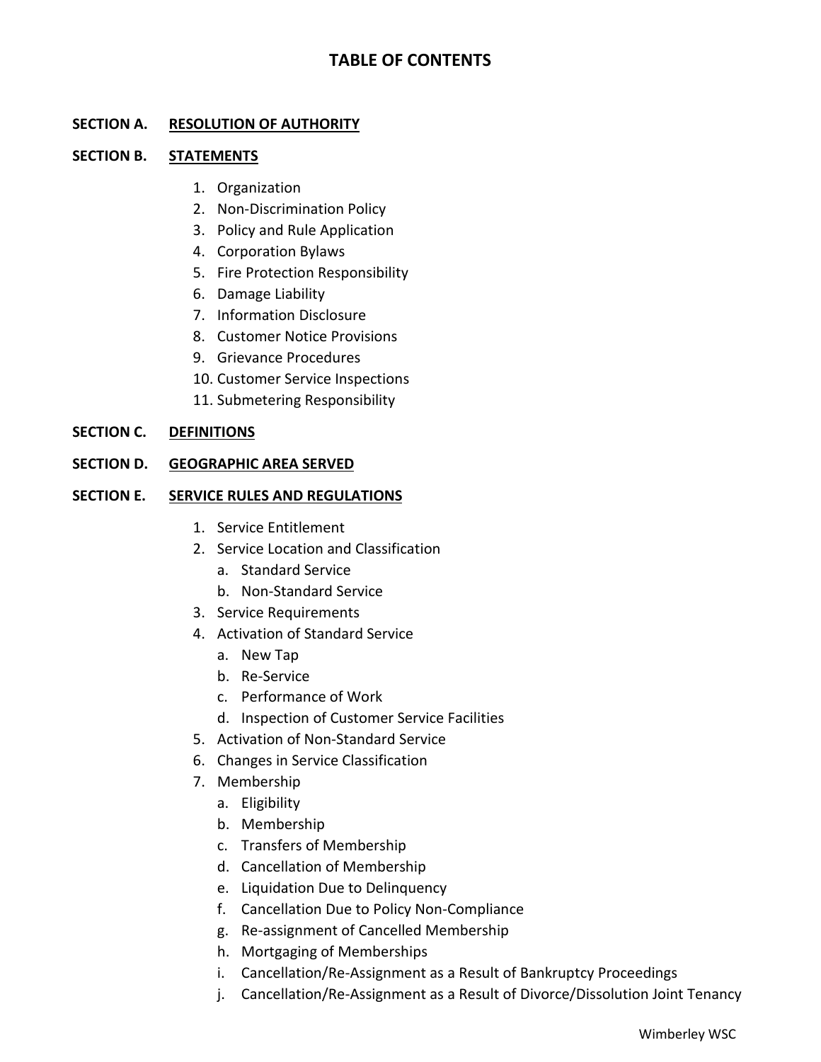# TABLE OF CONTENTS

**SECTION A. <u>RESOLUTION OF AUTHORITY</u>**

**SECTION B. <u>STATEMENTS</u>**

1. Organization
2. Non-Discrimination Policy
3. Policy and Rule Application
4. Corporation Bylaws
5. Fire Protection Responsibility
6. Damage Liability
7. Information Disclosure
8. Customer Notice Provisions
9. Grievance Procedures
10. Customer Service Inspections
11. Submetering Responsibility

**SECTION C. <u>DEFINITIONS</u>**

**SECTION D. <u>GEOGRAPHIC AREA SERVED</u>**

**SECTION E. <u>SERVICE RULES AND REGULATIONS</u>**

1. Service Entitlement
2. Service Location and Classification
   a. Standard Service
   b. Non-Standard Service
3. Service Requirements
4. Activation of Standard Service
   a. New Tap
   b. Re-Service
   c. Performance of Work
   d. Inspection of Customer Service Facilities
5. Activation of Non-Standard Service
6. Changes in Service Classification
7. Membership
   a. Eligibility
   b. Membership
   c. Transfers of Membership
   d. Cancellation of Membership
   e. Liquidation Due to Delinquency
   f. Cancellation Due to Policy Non-Compliance
   g. Re-assignment of Cancelled Membership
   h. Mortgaging of Memberships
   i. Cancellation/Re-Assignment as a Result of Bankruptcy Proceedings
   j. Cancellation/Re-Assignment as a Result of Divorce/Dissolution Joint Tenancy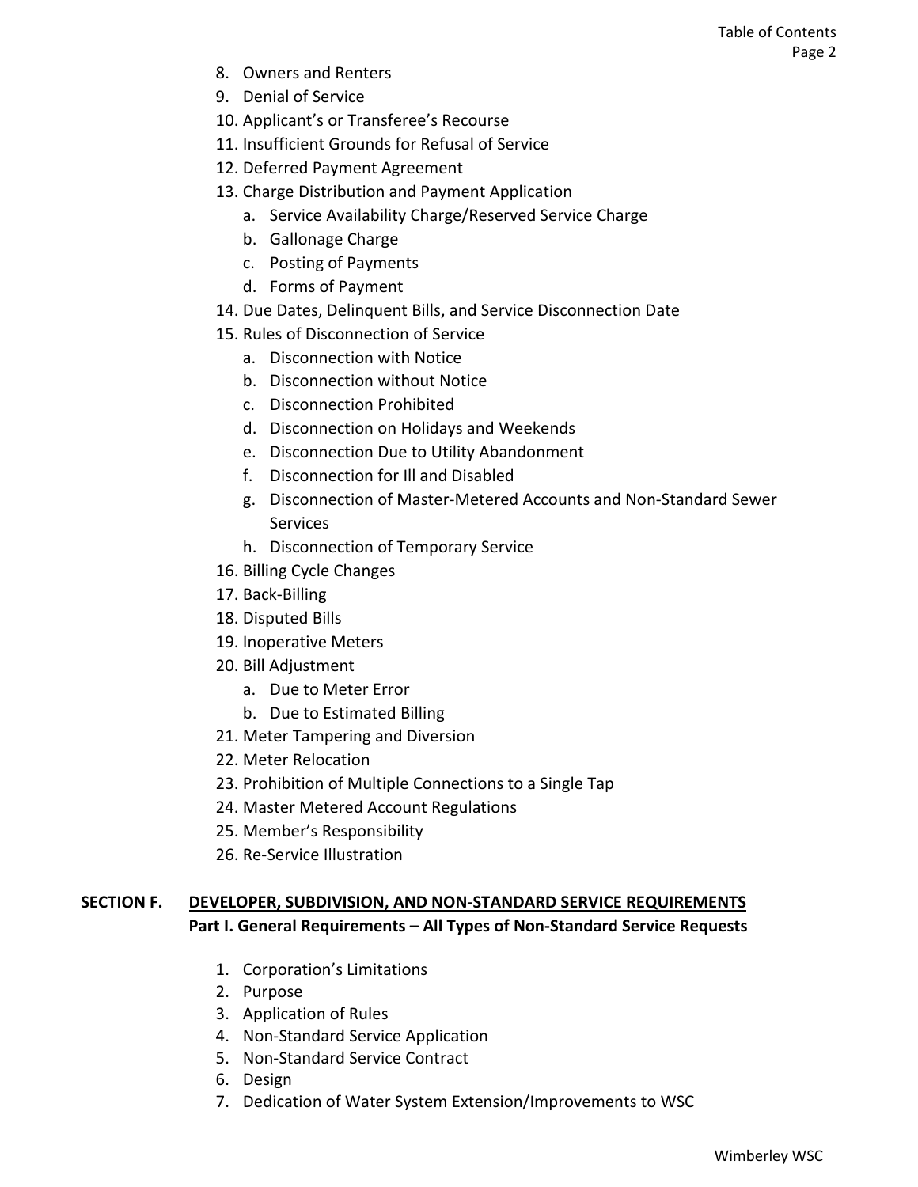8. Owners and Renters
9. Denial of Service
10. Applicant's or Transferee's Recourse
11. Insufficient Grounds for Refusal of Service
12. Deferred Payment Agreement
13. Charge Distribution and Payment Application
    a. Service Availability Charge/Reserved Service Charge
    b. Gallonage Charge
    c. Posting of Payments
    d. Forms of Payment
14. Due Dates, Delinquent Bills, and Service Disconnection Date
15. Rules of Disconnection of Service
    a. Disconnection with Notice
    b. Disconnection without Notice
    c. Disconnection Prohibited
    d. Disconnection on Holidays and Weekends
    e. Disconnection Due to Utility Abandonment
    f. Disconnection for Ill and Disabled
    g. Disconnection of Master-Metered Accounts and Non-Standard Sewer Services
    h. Disconnection of Temporary Service
16. Billing Cycle Changes
17. Back-Billing
18. Disputed Bills
19. Inoperative Meters
20. Bill Adjustment
    a. Due to Meter Error
    b. Due to Estimated Billing
21. Meter Tampering and Diversion
22. Meter Relocation
23. Prohibition of Multiple Connections to a Single Tap
24. Master Metered Account Regulations
25. Member's Responsibility
26. Re-Service Illustration

## SECTION F. DEVELOPER, SUBDIVISION, AND NON-STANDARD SERVICE REQUIREMENTS

**Part I. General Requirements – All Types of Non-Standard Service Requests**

1. Corporation's Limitations
2. Purpose
3. Application of Rules
4. Non-Standard Service Application
5. Non-Standard Service Contract
6. Design
7. Dedication of Water System Extension/Improvements to WSC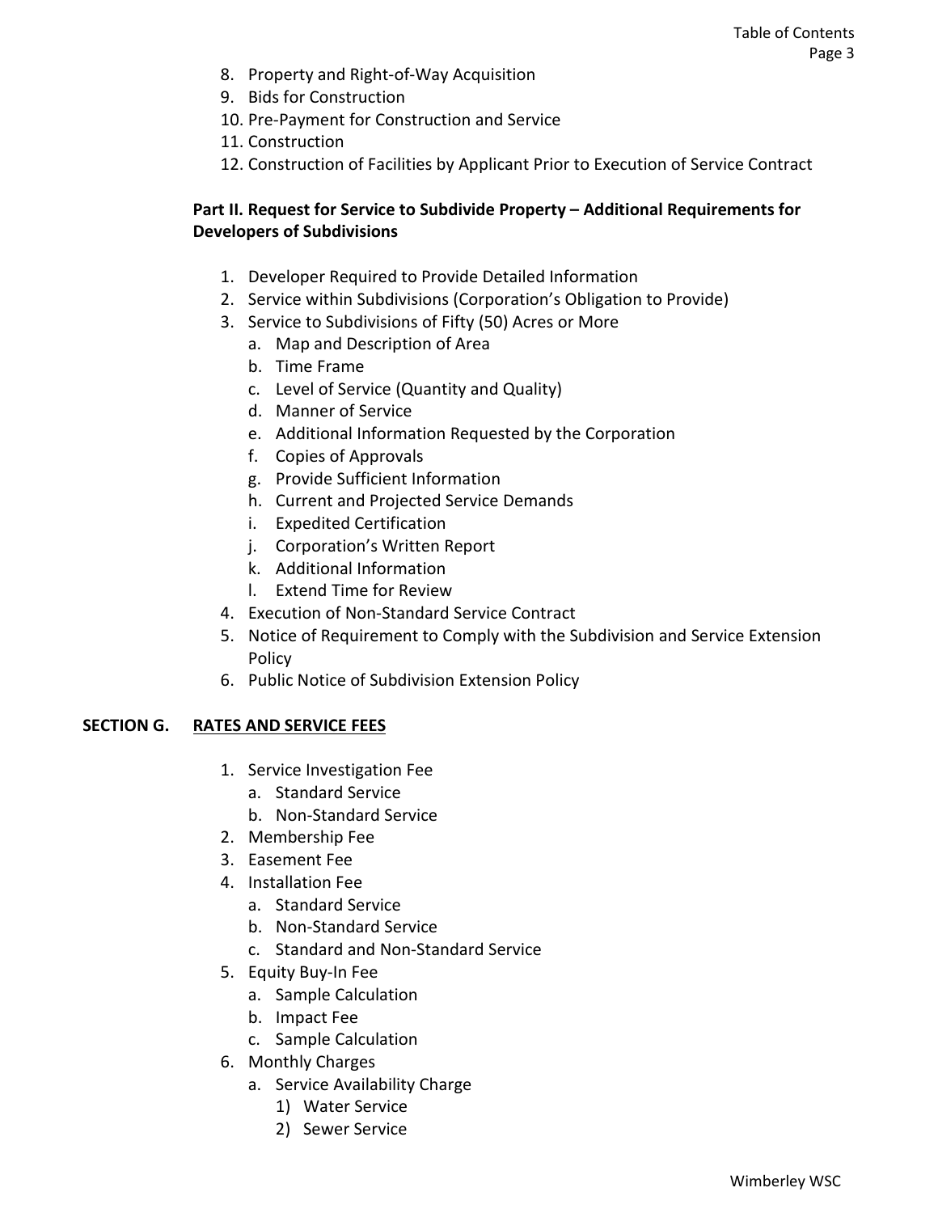8. Property and Right-of-Way Acquisition
9. Bids for Construction
10. Pre-Payment for Construction and Service
11. Construction
12. Construction of Facilities by Applicant Prior to Execution of Service Contract

**Part II. Request for Service to Subdivide Property – Additional Requirements for Developers of Subdivisions**

1. Developer Required to Provide Detailed Information
2. Service within Subdivisions (Corporation's Obligation to Provide)
3. Service to Subdivisions of Fifty (50) Acres or More
   a. Map and Description of Area
   b. Time Frame
   c. Level of Service (Quantity and Quality)
   d. Manner of Service
   e. Additional Information Requested by the Corporation
   f. Copies of Approvals
   g. Provide Sufficient Information
   h. Current and Projected Service Demands
   i. Expedited Certification
   j. Corporation's Written Report
   k. Additional Information
   l. Extend Time for Review
4. Execution of Non-Standard Service Contract
5. Notice of Requirement to Comply with the Subdivision and Service Extension Policy
6. Public Notice of Subdivision Extension Policy

**SECTION G. <u>RATES AND SERVICE FEES</u>**

1. Service Investigation Fee
   a. Standard Service
   b. Non-Standard Service
2. Membership Fee
3. Easement Fee
4. Installation Fee
   a. Standard Service
   b. Non-Standard Service
   c. Standard and Non-Standard Service
5. Equity Buy-In Fee
   a. Sample Calculation
   b. Impact Fee
   c. Sample Calculation
6. Monthly Charges
   a. Service Availability Charge
      1) Water Service
      2) Sewer Service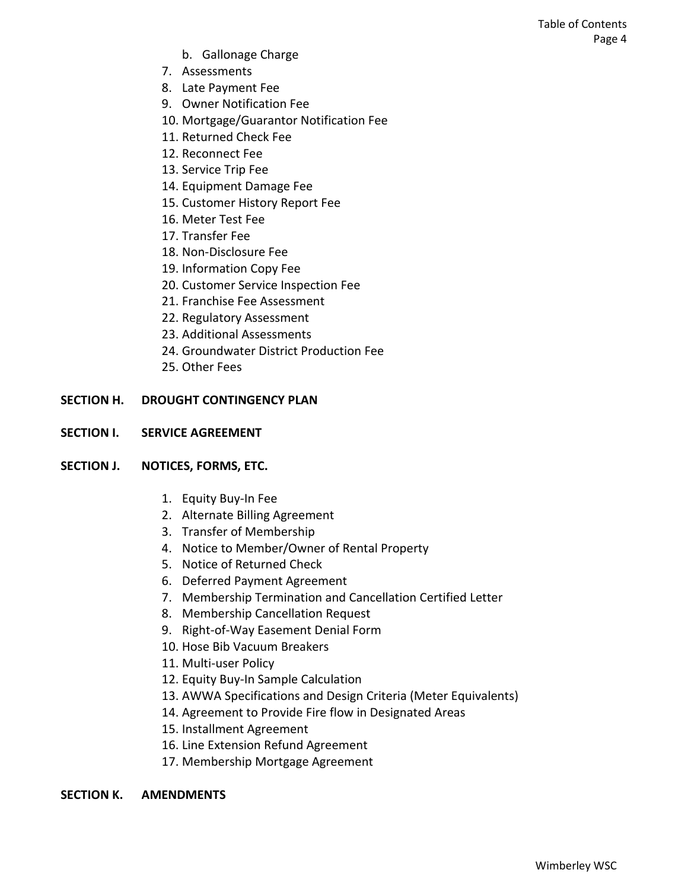b. Gallonage Charge

7. Assessments
8. Late Payment Fee
9. Owner Notification Fee
10. Mortgage/Guarantor Notification Fee
11. Returned Check Fee
12. Reconnect Fee
13. Service Trip Fee
14. Equipment Damage Fee
15. Customer History Report Fee
16. Meter Test Fee
17. Transfer Fee
18. Non-Disclosure Fee
19. Information Copy Fee
20. Customer Service Inspection Fee
21. Franchise Fee Assessment
22. Regulatory Assessment
23. Additional Assessments
24. Groundwater District Production Fee
25. Other Fees

**SECTION H. DROUGHT CONTINGENCY PLAN**

**SECTION I. SERVICE AGREEMENT**

**SECTION J. NOTICES, FORMS, ETC.**

1. Equity Buy-In Fee
2. Alternate Billing Agreement
3. Transfer of Membership
4. Notice to Member/Owner of Rental Property
5. Notice of Returned Check
6. Deferred Payment Agreement
7. Membership Termination and Cancellation Certified Letter
8. Membership Cancellation Request
9. Right-of-Way Easement Denial Form
10. Hose Bib Vacuum Breakers
11. Multi-user Policy
12. Equity Buy-In Sample Calculation
13. AWWA Specifications and Design Criteria (Meter Equivalents)
14. Agreement to Provide Fire flow in Designated Areas
15. Installment Agreement
16. Line Extension Refund Agreement
17. Membership Mortgage Agreement

**SECTION K. AMENDMENTS**